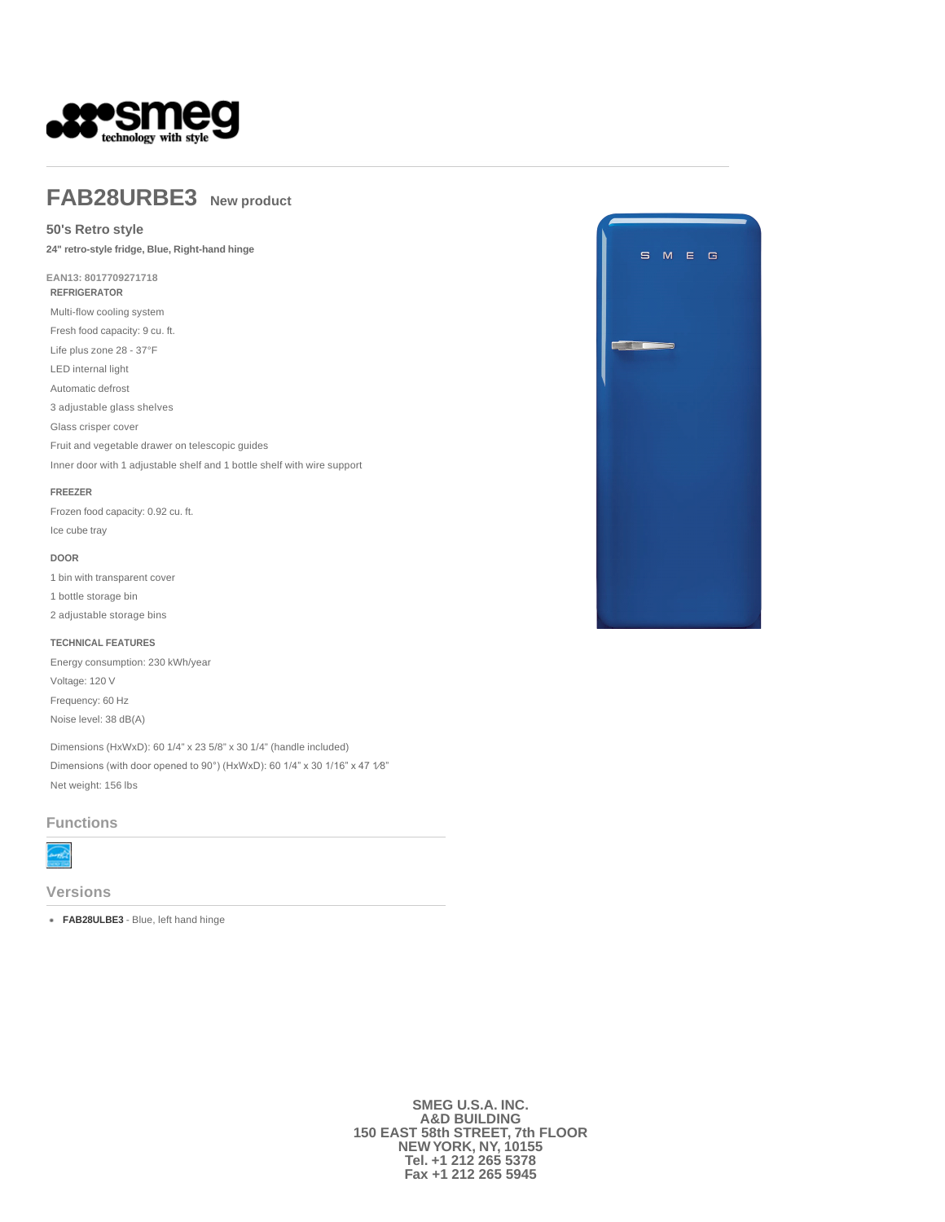# FAB28URBE3 New product

## 50's Retro style

**24" retro-style fridge, Blue, Right-hand hinge**

EAN13: 8017709271718

**REFRIGERATOR**

Multi-flow cooling system

Fresh food capacity: 9 cu. ft.

Life plus zone 28 - 37°F

LED internal light

Automatic defrost

3 adjustable glass shelves

Glass crisper cover

Fruit and vegetable drawer on telescopic guides

Inner door with 1 adjustable shelf and 1 bottle shelf with wire support

**FREEZER**

Frozen food capacity: 0.92 cu. ft.

Ice cube tray

**DOOR**

1 bin with transparent cover

1 bottle storage bin

2 adjustable storage bins

**TECHNICAL FEATURES**

Energy consumption: 230 kWh/year

Voltage: 120 V

Frequency: 60 Hz

Noise level: 38 dB(A)

Dimensions (HxWxD): 60 1/4" x 23 5/8" x 30 1/4" (handle included)

Dimensions (with door opened to 90°) (HxWxD): 60 1/4" x 30 1/16" x 47 1⁄8"

Net weight: 156 lbs

## Functions

## Versions

- **FAB28ULBE3** - Blue, left hand hinge

**SMEG U.S.A. INC.**
**A&D BUILDING**
**150 EAST 58th STREET, 7th FLOOR**
**NEW YORK, NY, 10155**
**Tel. +1 212 265 5378**
**Fax +1 212 265 5945**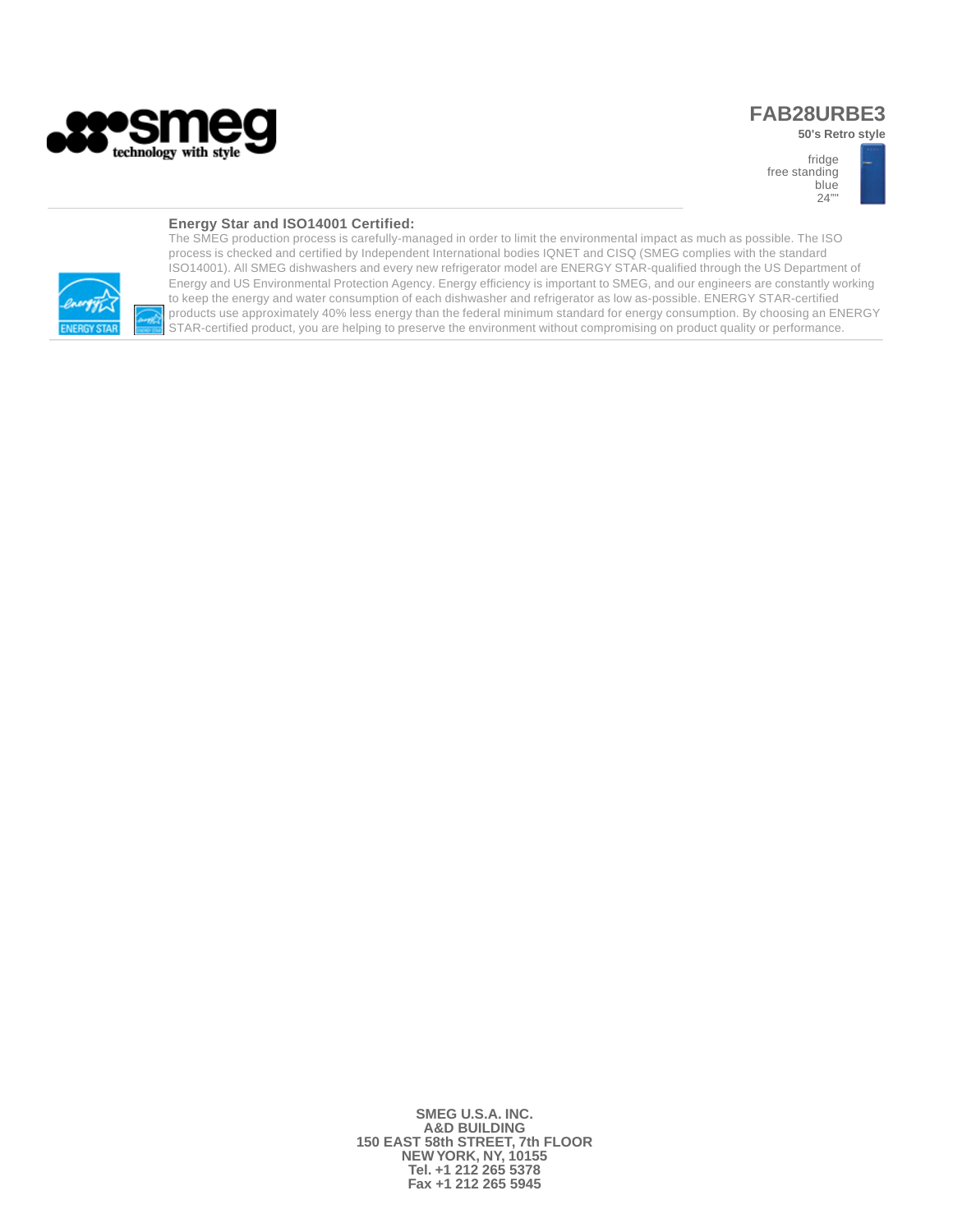# FAB28URBE3

**50's Retro style**

fridge
free standing
blue
24""

### Energy Star and ISO14001 Certified:

The SMEG production process is carefully-managed in order to limit the environmental impact as much as possible. The ISO process is checked and certified by Independent International bodies IQNET and CISQ (SMEG complies with the standard ISO14001). All SMEG dishwashers and every new refrigerator model are ENERGY STAR-qualified through the US Department of Energy and US Environmental Protection Agency. Energy efficiency is important to SMEG, and our engineers are constantly working to keep the energy and water consumption of each dishwasher and refrigerator as low as-possible. ENERGY STAR-certified products use approximately 40% less energy than the federal minimum standard for energy consumption. By choosing an ENERGY STAR-certified product, you are helping to preserve the environment without compromising on product quality or performance.

**SMEG U.S.A. INC.**
**A&D BUILDING**
**150 EAST 58th STREET, 7th FLOOR**
**NEW YORK, NY, 10155**
**Tel. +1 212 265 5378**
**Fax +1 212 265 5945**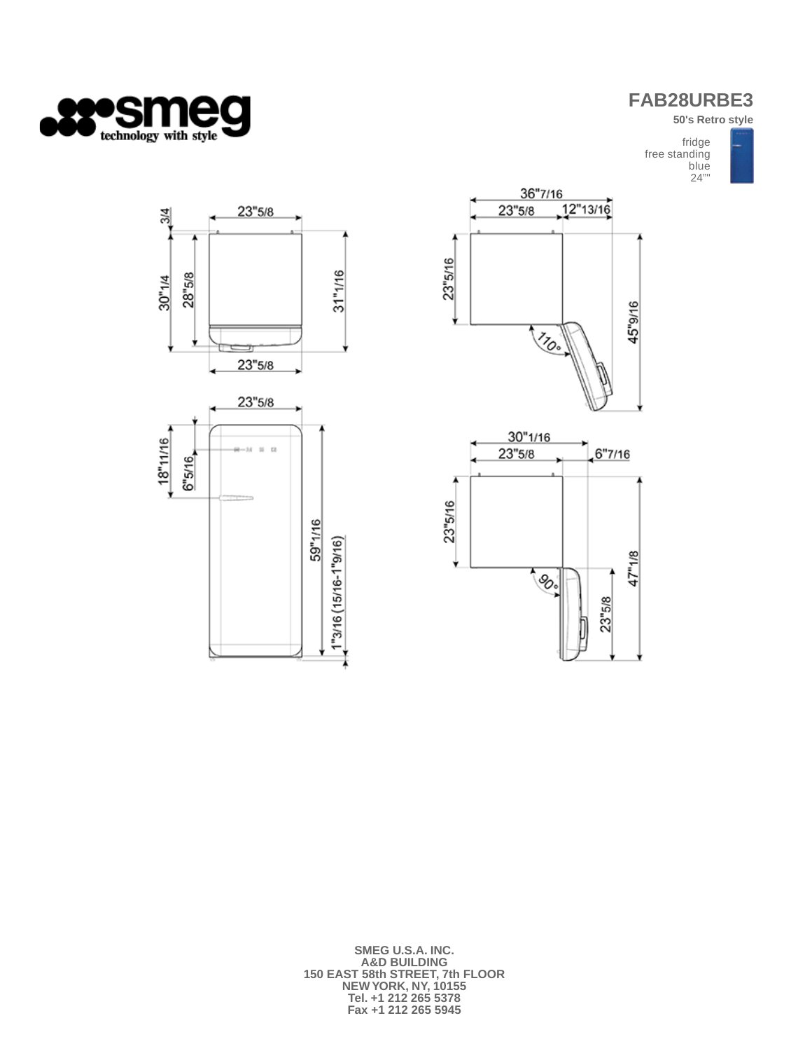# FAB28URBE3

**50's Retro style**

fridge
free standing
blue
24""

3/4
23"5/8
30"1/4
28"5/8
31"1/16
23"5/8

36"7/16
23"5/8
12"13/16
23"5/16
110°
45"9/16

23"5/8
18"11/16
6"5/16
59"1/16
1"3/16 (15/16-1"9/16)

30"1/16
23"5/8
6"7/16
23"5/16
90°
23"5/8
47"1/8

**SMEG U.S.A. INC.**
**A&D BUILDING**
**150 EAST 58th STREET, 7th FLOOR**
**NEW YORK, NY, 10155**
**Tel. +1 212 265 5378**
**Fax +1 212 265 5945**